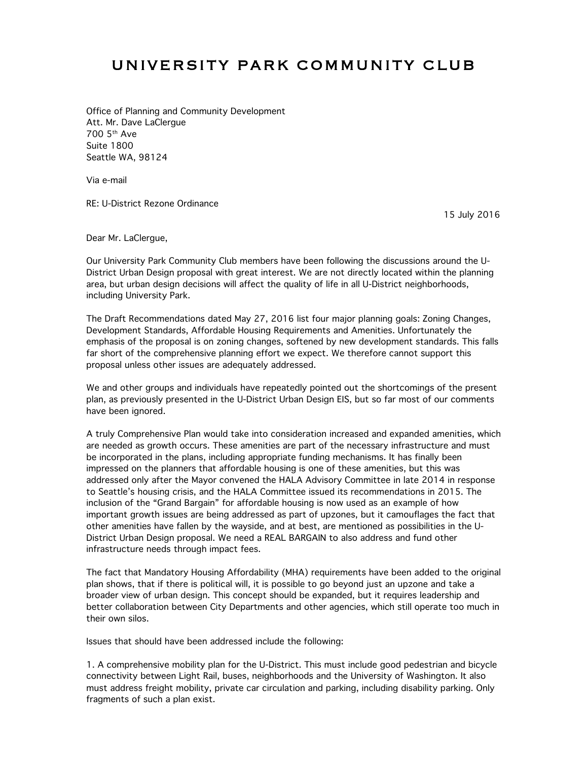# UNIVERSITY PARK COMMUNITY CLUB

Office of Planning and Community Development
Att. Mr. Dave LaClergue
700 5th Ave
Suite 1800
Seattle WA, 98124

Via e-mail

RE: U-District Rezone Ordinance

15 July 2016

Dear Mr. LaClergue,

Our University Park Community Club members have been following the discussions around the U-District Urban Design proposal with great interest. We are not directly located within the planning area, but urban design decisions will affect the quality of life in all U-District neighborhoods, including University Park.

The Draft Recommendations dated May 27, 2016 list four major planning goals: Zoning Changes, Development Standards, Affordable Housing Requirements and Amenities. Unfortunately the emphasis of the proposal is on zoning changes, softened by new development standards. This falls far short of the comprehensive planning effort we expect. We therefore cannot support this proposal unless other issues are adequately addressed.

We and other groups and individuals have repeatedly pointed out the shortcomings of the present plan, as previously presented in the U-District Urban Design EIS, but so far most of our comments have been ignored.

A truly Comprehensive Plan would take into consideration increased and expanded amenities, which are needed as growth occurs. These amenities are part of the necessary infrastructure and must be incorporated in the plans, including appropriate funding mechanisms. It has finally been impressed on the planners that affordable housing is one of these amenities, but this was addressed only after the Mayor convened the HALA Advisory Committee in late 2014 in response to Seattle's housing crisis, and the HALA Committee issued its recommendations in 2015. The inclusion of the "Grand Bargain" for affordable housing is now used as an example of how important growth issues are being addressed as part of upzones, but it camouflages the fact that other amenities have fallen by the wayside, and at best, are mentioned as possibilities in the U-District Urban Design proposal. We need a REAL BARGAIN to also address and fund other infrastructure needs through impact fees.

The fact that Mandatory Housing Affordability (MHA) requirements have been added to the original plan shows, that if there is political will, it is possible to go beyond just an upzone and take a broader view of urban design. This concept should be expanded, but it requires leadership and better collaboration between City Departments and other agencies, which still operate too much in their own silos.

Issues that should have been addressed include the following:

1. A comprehensive mobility plan for the U-District. This must include good pedestrian and bicycle connectivity between Light Rail, buses, neighborhoods and the University of Washington. It also must address freight mobility, private car circulation and parking, including disability parking. Only fragments of such a plan exist.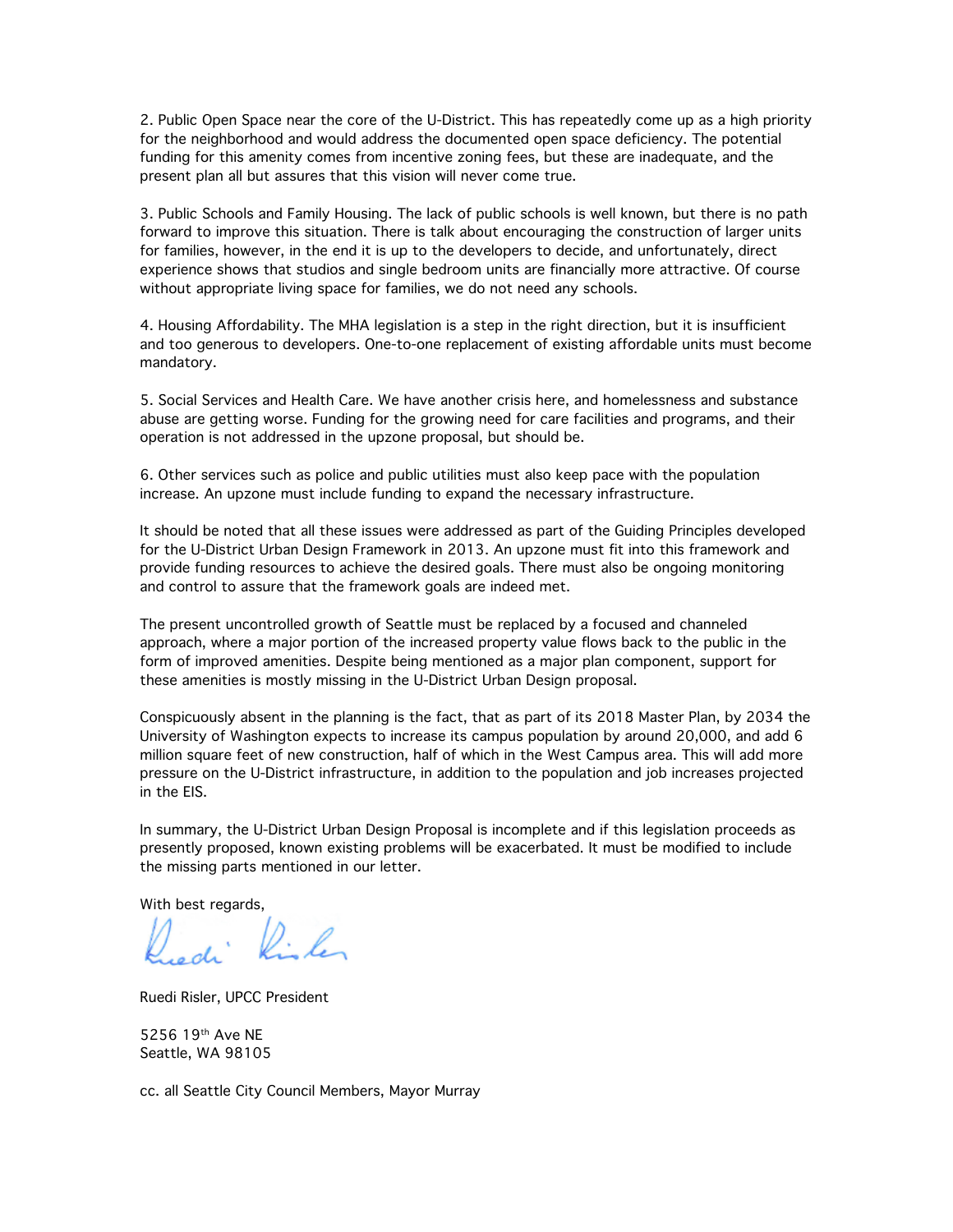2. Public Open Space near the core of the U-District. This has repeatedly come up as a high priority for the neighborhood and would address the documented open space deficiency. The potential funding for this amenity comes from incentive zoning fees, but these are inadequate, and the present plan all but assures that this vision will never come true.

3. Public Schools and Family Housing. The lack of public schools is well known, but there is no path forward to improve this situation. There is talk about encouraging the construction of larger units for families, however, in the end it is up to the developers to decide, and unfortunately, direct experience shows that studios and single bedroom units are financially more attractive. Of course without appropriate living space for families, we do not need any schools.

4. Housing Affordability. The MHA legislation is a step in the right direction, but it is insufficient and too generous to developers. One-to-one replacement of existing affordable units must become mandatory.

5. Social Services and Health Care. We have another crisis here, and homelessness and substance abuse are getting worse. Funding for the growing need for care facilities and programs, and their operation is not addressed in the upzone proposal, but should be.

6. Other services such as police and public utilities must also keep pace with the population increase. An upzone must include funding to expand the necessary infrastructure.

It should be noted that all these issues were addressed as part of the Guiding Principles developed for the U-District Urban Design Framework in 2013. An upzone must fit into this framework and provide funding resources to achieve the desired goals. There must also be ongoing monitoring and control to assure that the framework goals are indeed met.

The present uncontrolled growth of Seattle must be replaced by a focused and channeled approach, where a major portion of the increased property value flows back to the public in the form of improved amenities. Despite being mentioned as a major plan component, support for these amenities is mostly missing in the U-District Urban Design proposal.

Conspicuously absent in the planning is the fact, that as part of its 2018 Master Plan, by 2034 the University of Washington expects to increase its campus population by around 20,000, and add 6 million square feet of new construction, half of which in the West Campus area. This will add more pressure on the U-District infrastructure, in addition to the population and job increases projected in the EIS.

In summary, the U-District Urban Design Proposal is incomplete and if this legislation proceeds as presently proposed, known existing problems will be exacerbated. It must be modified to include the missing parts mentioned in our letter.

With best regards,

Ruedi Risler

Ruedi Risler, UPCC President

5256 19th Ave NE
Seattle, WA 98105

cc. all Seattle City Council Members, Mayor Murray